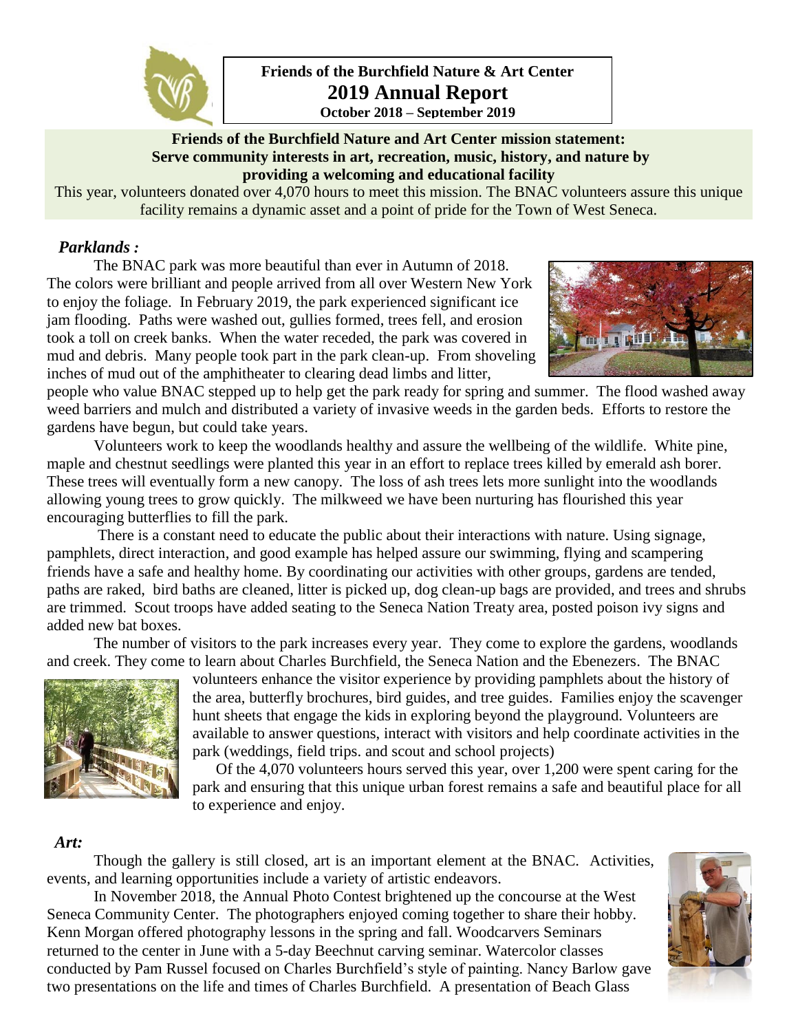# Friends of the Burchfield Nature & Art Center
## 2019 Annual Report
**October 2018 – September 2019**

**Friends of the Burchfield Nature and Art Center mission statement:**
**Serve community interests in art, recreation, music, history, and nature by providing a welcoming and educational facility**

This year, volunteers donated over 4,070 hours to meet this mission. The BNAC volunteers assure this unique facility remains a dynamic asset and a point of pride for the Town of West Seneca.

### *Parklands :*

The BNAC park was more beautiful than ever in Autumn of 2018. The colors were brilliant and people arrived from all over Western New York to enjoy the foliage. In February 2019, the park experienced significant ice jam flooding. Paths were washed out, gullies formed, trees fell, and erosion took a toll on creek banks. When the water receded, the park was covered in mud and debris. Many people took part in the park clean-up. From shoveling inches of mud out of the amphitheater to clearing dead limbs and litter, people who value BNAC stepped up to help get the park ready for spring and summer. The flood washed away weed barriers and mulch and distributed a variety of invasive weeds in the garden beds. Efforts to restore the gardens have begun, but could take years.

Volunteers work to keep the woodlands healthy and assure the wellbeing of the wildlife. White pine, maple and chestnut seedlings were planted this year in an effort to replace trees killed by emerald ash borer. These trees will eventually form a new canopy. The loss of ash trees lets more sunlight into the woodlands allowing young trees to grow quickly. The milkweed we have been nurturing has flourished this year encouraging butterflies to fill the park.

There is a constant need to educate the public about their interactions with nature. Using signage, pamphlets, direct interaction, and good example has helped assure our swimming, flying and scampering friends have a safe and healthy home. By coordinating our activities with other groups, gardens are tended, paths are raked, bird baths are cleaned, litter is picked up, dog clean-up bags are provided, and trees and shrubs are trimmed. Scout troops have added seating to the Seneca Nation Treaty area, posted poison ivy signs and added new bat boxes.

The number of visitors to the park increases every year. They come to explore the gardens, woodlands and creek. They come to learn about Charles Burchfield, the Seneca Nation and the Ebenezers. The BNAC volunteers enhance the visitor experience by providing pamphlets about the history of the area, butterfly brochures, bird guides, and tree guides. Families enjoy the scavenger hunt sheets that engage the kids in exploring beyond the playground. Volunteers are available to answer questions, interact with visitors and help coordinate activities in the park (weddings, field trips. and scout and school projects)

Of the 4,070 volunteers hours served this year, over 1,200 were spent caring for the park and ensuring that this unique urban forest remains a safe and beautiful place for all to experience and enjoy.

### *Art:*

Though the gallery is still closed, art is an important element at the BNAC. Activities, events, and learning opportunities include a variety of artistic endeavors.

In November 2018, the Annual Photo Contest brightened up the concourse at the West Seneca Community Center. The photographers enjoyed coming together to share their hobby. Kenn Morgan offered photography lessons in the spring and fall. Woodcarvers Seminars returned to the center in June with a 5-day Beechnut carving seminar. Watercolor classes conducted by Pam Russel focused on Charles Burchfield's style of painting. Nancy Barlow gave two presentations on the life and times of Charles Burchfield. A presentation of Beach Glass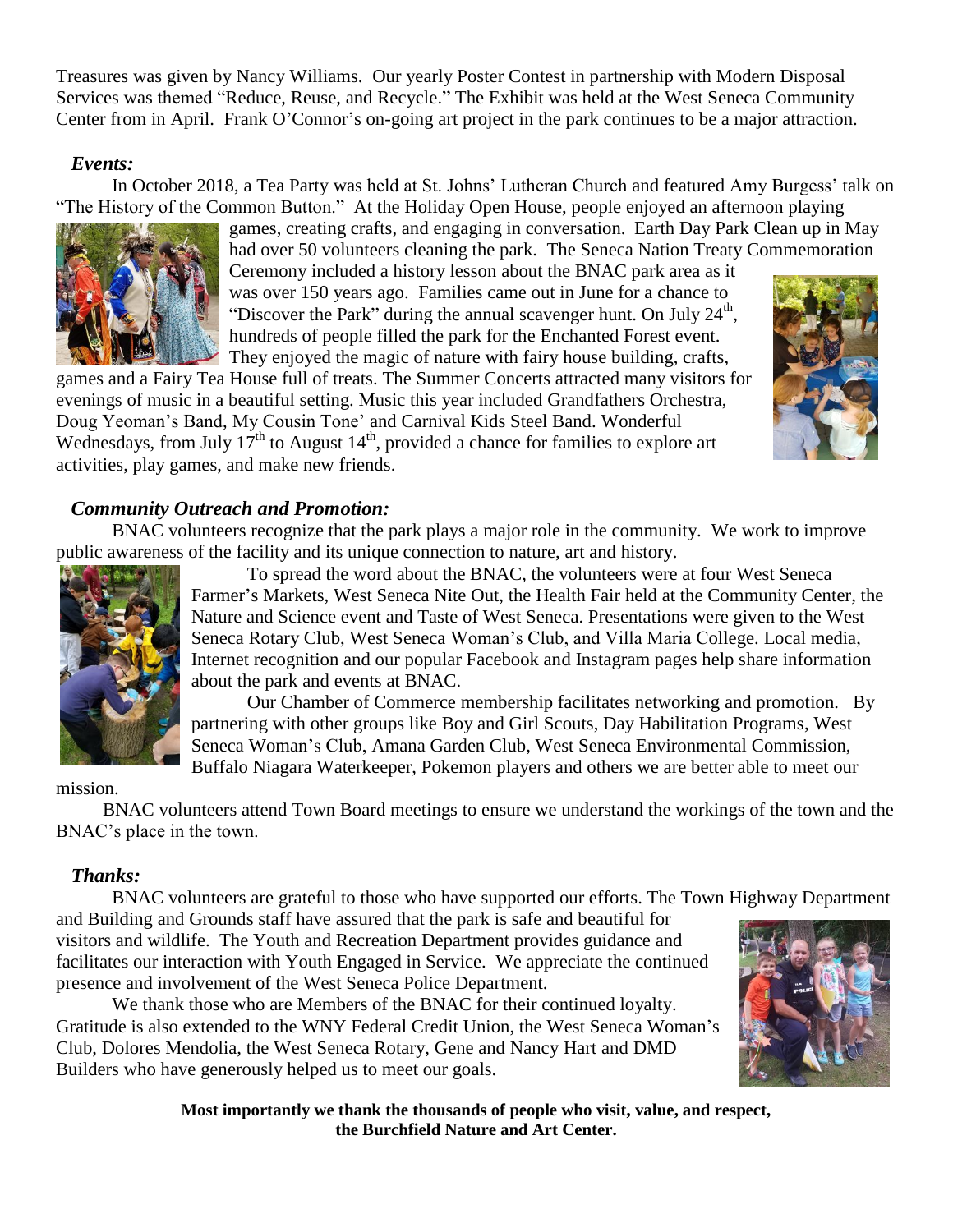Treasures was given by Nancy Williams. Our yearly Poster Contest in partnership with Modern Disposal Services was themed "Reduce, Reuse, and Recycle." The Exhibit was held at the West Seneca Community Center from in April. Frank O'Connor's on-going art project in the park continues to be a major attraction.

### *Events:*

In October 2018, a Tea Party was held at St. Johns' Lutheran Church and featured Amy Burgess' talk on "The History of the Common Button." At the Holiday Open House, people enjoyed an afternoon playing games, creating crafts, and engaging in conversation. Earth Day Park Clean up in May had over 50 volunteers cleaning the park. The Seneca Nation Treaty Commemoration Ceremony included a history lesson about the BNAC park area as it was over 150 years ago. Families came out in June for a chance to "Discover the Park" during the annual scavenger hunt. On July 24th, hundreds of people filled the park for the Enchanted Forest event. They enjoyed the magic of nature with fairy house building, crafts, games and a Fairy Tea House full of treats. The Summer Concerts attracted many visitors for evenings of music in a beautiful setting. Music this year included Grandfathers Orchestra, Doug Yeoman's Band, My Cousin Tone' and Carnival Kids Steel Band. Wonderful Wednesdays, from July 17th to August 14th, provided a chance for families to explore art activities, play games, and make new friends.

### *Community Outreach and Promotion:*

BNAC volunteers recognize that the park plays a major role in the community. We work to improve public awareness of the facility and its unique connection to nature, art and history.

To spread the word about the BNAC, the volunteers were at four West Seneca Farmer's Markets, West Seneca Nite Out, the Health Fair held at the Community Center, the Nature and Science event and Taste of West Seneca. Presentations were given to the West Seneca Rotary Club, West Seneca Woman's Club, and Villa Maria College. Local media, Internet recognition and our popular Facebook and Instagram pages help share information about the park and events at BNAC.

Our Chamber of Commerce membership facilitates networking and promotion. By partnering with other groups like Boy and Girl Scouts, Day Habilitation Programs, West Seneca Woman's Club, Amana Garden Club, West Seneca Environmental Commission, Buffalo Niagara Waterkeeper, Pokemon players and others we are better able to meet our mission.

BNAC volunteers attend Town Board meetings to ensure we understand the workings of the town and the BNAC's place in the town.

### *Thanks:*

BNAC volunteers are grateful to those who have supported our efforts. The Town Highway Department and Building and Grounds staff have assured that the park is safe and beautiful for visitors and wildlife. The Youth and Recreation Department provides guidance and facilitates our interaction with Youth Engaged in Service. We appreciate the continued presence and involvement of the West Seneca Police Department.

We thank those who are Members of the BNAC for their continued loyalty. Gratitude is also extended to the WNY Federal Credit Union, the West Seneca Woman's Club, Dolores Mendolia, the West Seneca Rotary, Gene and Nancy Hart and DMD Builders who have generously helped us to meet our goals.

**Most importantly we thank the thousands of people who visit, value, and respect, the Burchfield Nature and Art Center.**